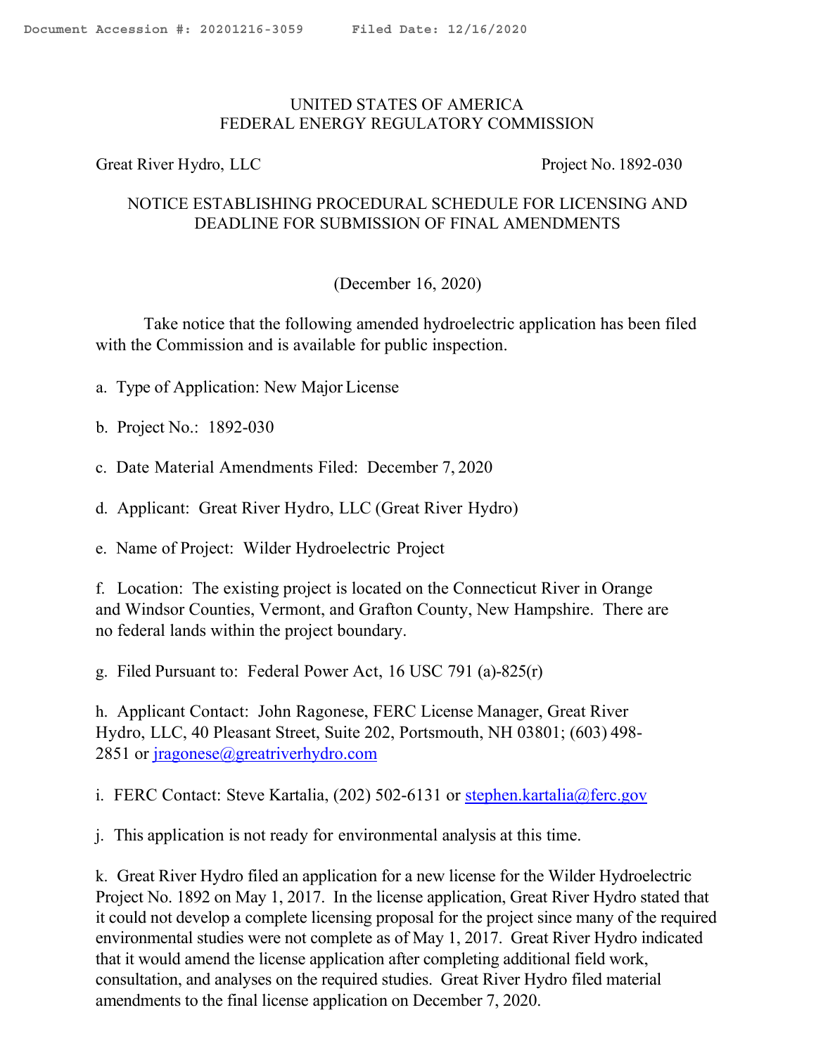Document Accession #: 20201216-3059 Filed Date: 12/16/2020

UNITED STATES OF AMERICA
FEDERAL ENERGY REGULATORY COMMISSION

Great River Hydro, LLC Project No. 1892-030

NOTICE ESTABLISHING PROCEDURAL SCHEDULE FOR LICENSING AND DEADLINE FOR SUBMISSION OF FINAL AMENDMENTS

(December 16, 2020)

Take notice that the following amended hydroelectric application has been filed with the Commission and is available for public inspection.

a. Type of Application: New Major License

b. Project No.: 1892-030

c. Date Material Amendments Filed: December 7, 2020

d. Applicant: Great River Hydro, LLC (Great River Hydro)

e. Name of Project: Wilder Hydroelectric Project

f. Location: The existing project is located on the Connecticut River in Orange and Windsor Counties, Vermont, and Grafton County, New Hampshire. There are no federal lands within the project boundary.

g. Filed Pursuant to: Federal Power Act, 16 USC 791 (a)-825(r)

h. Applicant Contact: John Ragonese, FERC License Manager, Great River Hydro, LLC, 40 Pleasant Street, Suite 202, Portsmouth, NH 03801; (603) 498-2851 or jragonese@greatriverhydro.com

i. FERC Contact: Steve Kartalia, (202) 502-6131 or stephen.kartalia@ferc.gov

j. This application is not ready for environmental analysis at this time.

k. Great River Hydro filed an application for a new license for the Wilder Hydroelectric Project No. 1892 on May 1, 2017. In the license application, Great River Hydro stated that it could not develop a complete licensing proposal for the project since many of the required environmental studies were not complete as of May 1, 2017. Great River Hydro indicated that it would amend the license application after completing additional field work, consultation, and analyses on the required studies. Great River Hydro filed material amendments to the final license application on December 7, 2020.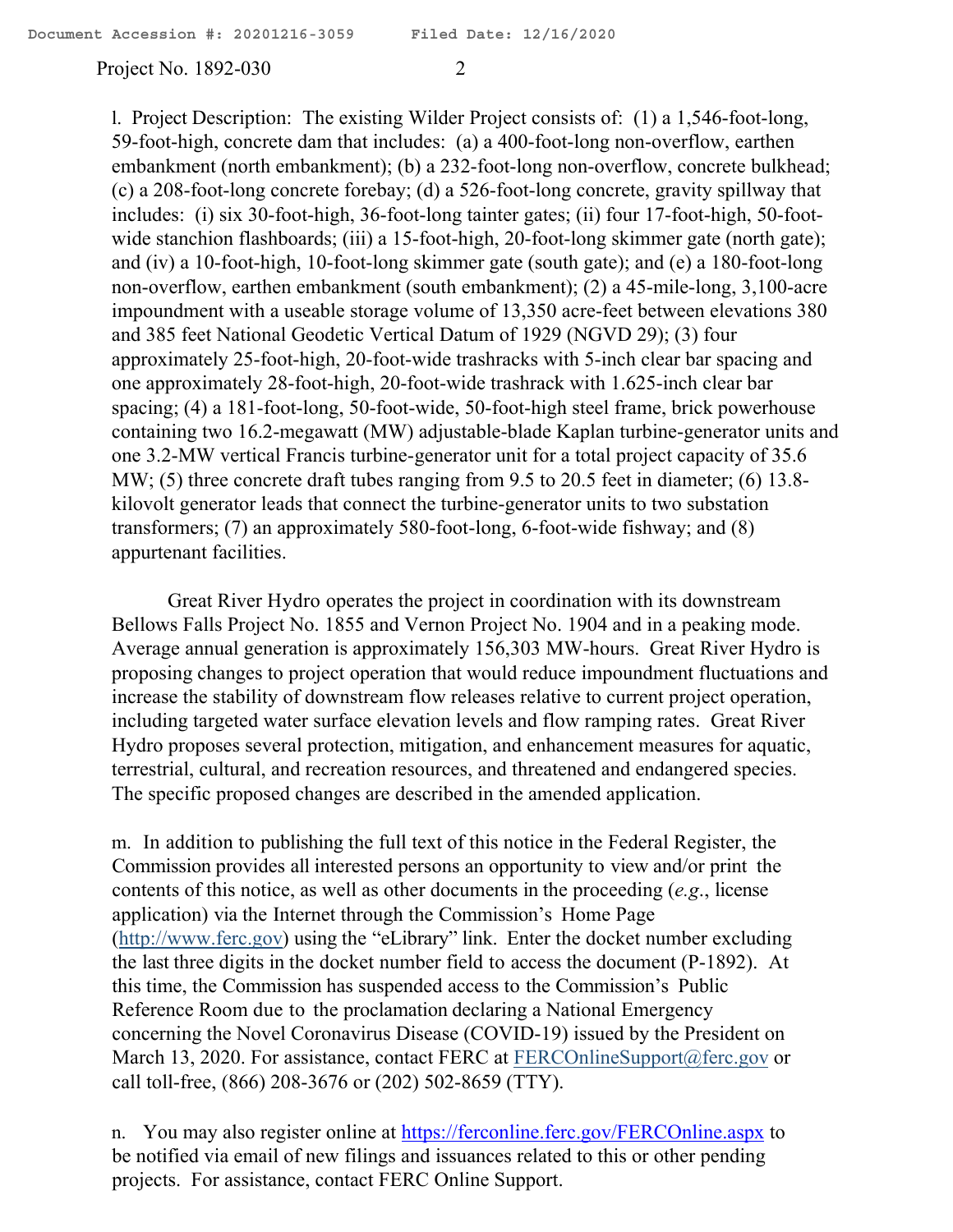l. Project Description: The existing Wilder Project consists of: (1) a 1,546-foot-long, 59-foot-high, concrete dam that includes: (a) a 400-foot-long non-overflow, earthen embankment (north embankment); (b) a 232-foot-long non-overflow, concrete bulkhead; (c) a 208-foot-long concrete forebay; (d) a 526-foot-long concrete, gravity spillway that includes: (i) six 30-foot-high, 36-foot-long tainter gates; (ii) four 17-foot-high, 50-foot-wide stanchion flashboards; (iii) a 15-foot-high, 20-foot-long skimmer gate (north gate); and (iv) a 10-foot-high, 10-foot-long skimmer gate (south gate); and (e) a 180-foot-long non-overflow, earthen embankment (south embankment); (2) a 45-mile-long, 3,100-acre impoundment with a useable storage volume of 13,350 acre-feet between elevations 380 and 385 feet National Geodetic Vertical Datum of 1929 (NGVD 29); (3) four approximately 25-foot-high, 20-foot-wide trashracks with 5-inch clear bar spacing and one approximately 28-foot-high, 20-foot-wide trashrack with 1.625-inch clear bar spacing; (4) a 181-foot-long, 50-foot-wide, 50-foot-high steel frame, brick powerhouse containing two 16.2-megawatt (MW) adjustable-blade Kaplan turbine-generator units and one 3.2-MW vertical Francis turbine-generator unit for a total project capacity of 35.6 MW; (5) three concrete draft tubes ranging from 9.5 to 20.5 feet in diameter; (6) 13.8-kilovolt generator leads that connect the turbine-generator units to two substation transformers; (7) an approximately 580-foot-long, 6-foot-wide fishway; and (8) appurtenant facilities.

Great River Hydro operates the project in coordination with its downstream Bellows Falls Project No. 1855 and Vernon Project No. 1904 and in a peaking mode. Average annual generation is approximately 156,303 MW-hours. Great River Hydro is proposing changes to project operation that would reduce impoundment fluctuations and increase the stability of downstream flow releases relative to current project operation, including targeted water surface elevation levels and flow ramping rates. Great River Hydro proposes several protection, mitigation, and enhancement measures for aquatic, terrestrial, cultural, and recreation resources, and threatened and endangered species. The specific proposed changes are described in the amended application.

m. In addition to publishing the full text of this notice in the Federal Register, the Commission provides all interested persons an opportunity to view and/or print the contents of this notice, as well as other documents in the proceeding (*e.g.*, license application) via the Internet through the Commission's Home Page (http://www.ferc.gov) using the "eLibrary" link. Enter the docket number excluding the last three digits in the docket number field to access the document (P-1892). At this time, the Commission has suspended access to the Commission's Public Reference Room due to the proclamation declaring a National Emergency concerning the Novel Coronavirus Disease (COVID-19) issued by the President on March 13, 2020. For assistance, contact FERC at FERCOnlineSupport@ferc.gov or call toll-free, (866) 208-3676 or (202) 502-8659 (TTY).

n. You may also register online at https://ferconline.ferc.gov/FERCOnline.aspx to be notified via email of new filings and issuances related to this or other pending projects. For assistance, contact FERC Online Support.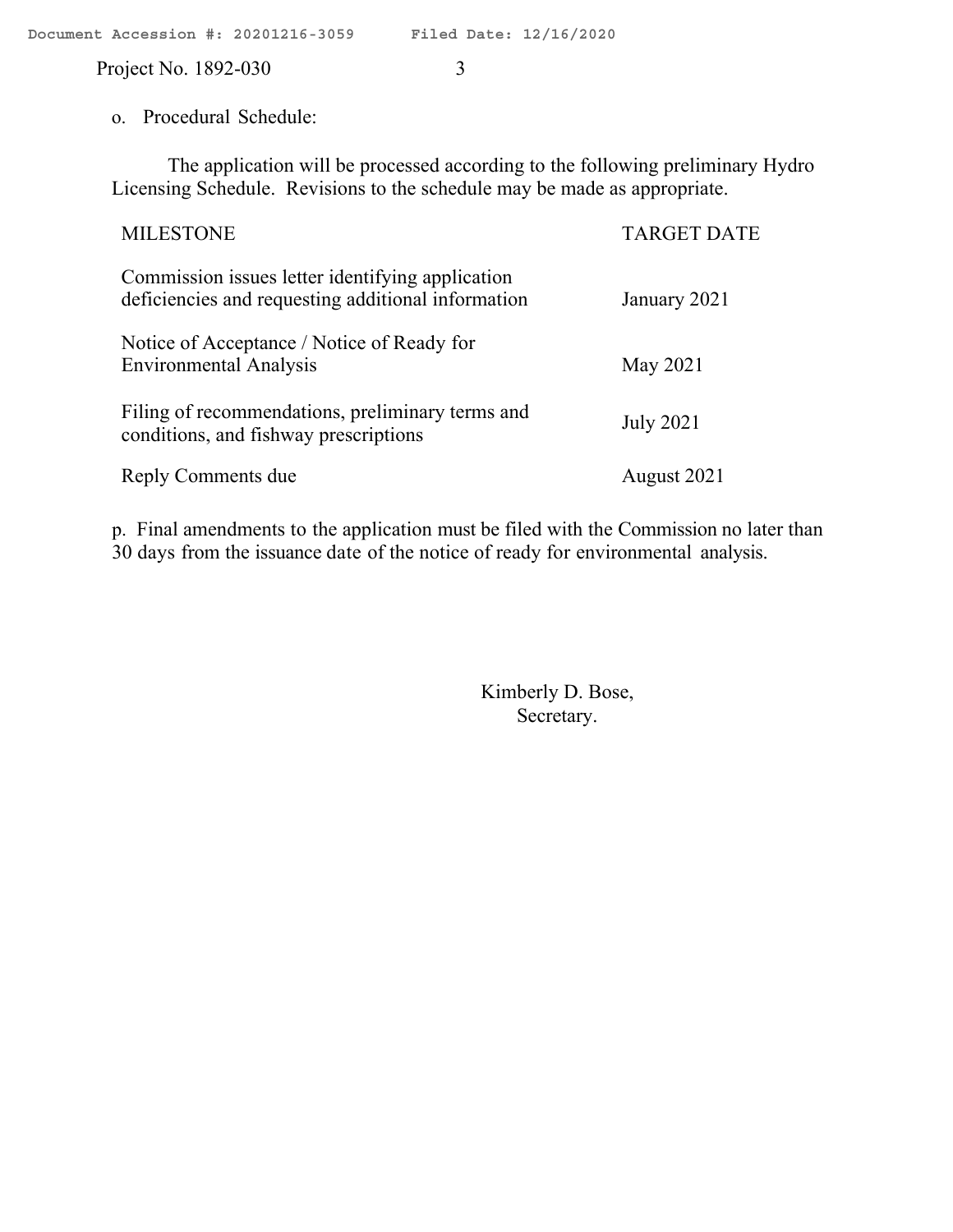o. Procedural Schedule:

The application will be processed according to the following preliminary Hydro Licensing Schedule. Revisions to the schedule may be made as appropriate.

| MILESTONE | TARGET DATE |
|---|---|
| Commission issues letter identifying application deficiencies and requesting additional information | January 2021 |
| Notice of Acceptance / Notice of Ready for Environmental Analysis | May 2021 |
| Filing of recommendations, preliminary terms and conditions, and fishway prescriptions | July 2021 |
| Reply Comments due | August 2021 |

p. Final amendments to the application must be filed with the Commission no later than 30 days from the issuance date of the notice of ready for environmental analysis.

Kimberly D. Bose,
Secretary.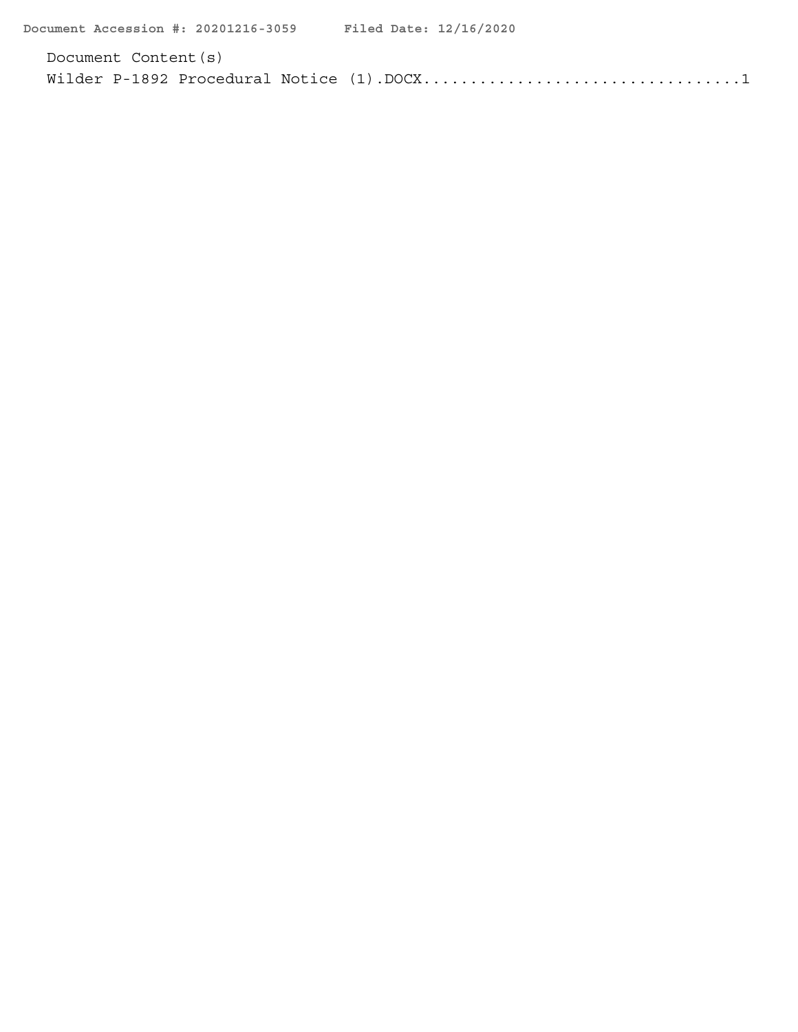Document Accession #: 20201216-3059      Filed Date: 12/16/2020

Document Content(s)

Wilder P-1892 Procedural Notice (1).DOCX.................................1